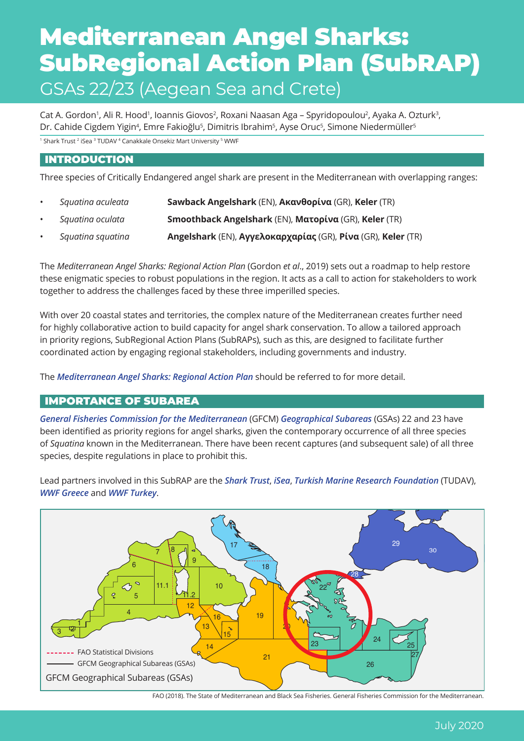# Mediterranean Angel Sharks: SubRegional Action Plan (SubRAP)

## GSAs 22/23 (Aegean Sea and Crete)

Cat A. Gordon[1], Ali R. Hood[1], Ioannis Giovos[2], Roxani Naasan Aga – Spyridopoulou[2], Ayaka A. Ozturk[3], Dr. Cahide Cigdem Yigin[4], Emre Fakioğlu[5], Dimitris Ibrahim[5], Ayse Oruc[5], Simone Niedermüller[5]

[1] Shark Trust [2] iSea [3] TUDAV [4] Canakkale Onsekiz Mart University [5] WWF

## INTRODUCTION

Three species of Critically Endangered angel shark are present in the Mediterranean with overlapping ranges:

- *Squatina aculeata* — **Sawback Angelshark** (EN), **Ακανθορίνα** (GR), **Keler** (TR)
- *Squatina oculata* — **Smoothback Angelshark** (EN), **Ματορίνα** (GR), **Keler** (TR)
- *Squatina squatina* — **Angelshark** (EN), **Αγγελοκαρχαρίας** (GR), **Ρίνα** (GR), **Keler** (TR)

The *Mediterranean Angel Sharks: Regional Action Plan* (Gordon *et al*., 2019) sets out a roadmap to help restore these enigmatic species to robust populations in the region. It acts as a call to action for stakeholders to work together to address the challenges faced by these three imperilled species.

With over 20 coastal states and territories, the complex nature of the Mediterranean creates further need for highly collaborative action to build capacity for angel shark conservation. To allow a tailored approach in priority regions, SubRegional Action Plans (SubRAPs), such as this, are designed to facilitate further coordinated action by engaging regional stakeholders, including governments and industry.

The ***Mediterranean Angel Sharks: Regional Action Plan*** should be referred to for more detail.

## IMPORTANCE OF SUBAREA

***General Fisheries Commission for the Mediterranean*** (GFCM) ***Geographical Subareas*** (GSAs) 22 and 23 have been identified as priority regions for angel sharks, given the contemporary occurrence of all three species of *Squatina* known in the Mediterranean. There have been recent captures (and subsequent sale) of all three species, despite regulations in place to prohibit this.

Lead partners involved in this SubRAP are the ***Shark Trust***, ***iSea***, ***Turkish Marine Research Foundation*** (TUDAV), ***WWF Greece*** and ***WWF Turkey***.

FAO Statistical Divisions
GFCM Geographical Subareas (GSAs)
GFCM Geographical Subareas (GSAs)

FAO (2018). The State of Mediterranean and Black Sea Fisheries. General Fisheries Commission for the Mediterranean.

July 2020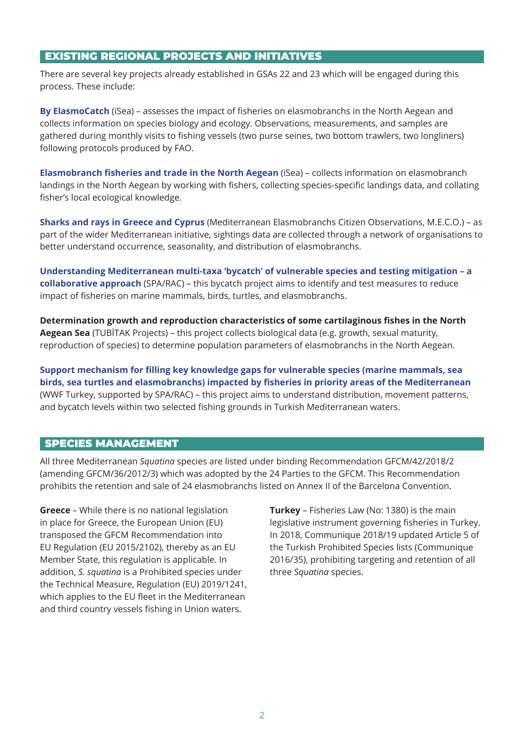## EXISTING REGIONAL PROJECTS AND INITIATIVES

There are several key projects already established in GSAs 22 and 23 which will be engaged during this process. These include:

**By ElasmoCatch** (iSea) – assesses the impact of fisheries on elasmobranchs in the North Aegean and collects information on species biology and ecology. Observations, measurements, and samples are gathered during monthly visits to fishing vessels (two purse seines, two bottom trawlers, two longliners) following protocols produced by FAO.

**Elasmobranch fisheries and trade in the North Aegean** (iSea) – collects information on elasmobranch landings in the North Aegean by working with fishers, collecting species-specific landings data, and collating fisher's local ecological knowledge.

**Sharks and rays in Greece and Cyprus** (Mediterranean Elasmobranchs Citizen Observations, M.E.C.O.) – as part of the wider Mediterranean initiative, sightings data are collected through a network of organisations to better understand occurrence, seasonality, and distribution of elasmobranchs.

**Understanding Mediterranean multi-taxa 'bycatch' of vulnerable species and testing mitigation – a collaborative approach** (SPA/RAC) – this bycatch project aims to identify and test measures to reduce impact of fisheries on marine mammals, birds, turtles, and elasmobranchs.

**Determination growth and reproduction characteristics of some cartilaginous fishes in the North Aegean Sea** (TUBİTAK Projects) – this project collects biological data (e.g. growth, sexual maturity, reproduction of species) to determine population parameters of elasmobranchs in the North Aegean.

**Support mechanism for filling key knowledge gaps for vulnerable species (marine mammals, sea birds, sea turtles and elasmobranchs) impacted by fisheries in priority areas of the Mediterranean** (WWF Turkey, supported by SPA/RAC) – this project aims to understand distribution, movement patterns, and bycatch levels within two selected fishing grounds in Turkish Mediterranean waters.

## SPECIES MANAGEMENT

All three Mediterranean *Squatina* species are listed under binding Recommendation GFCM/42/2018/2 (amending GFCM/36/2012/3) which was adopted by the 24 Parties to the GFCM. This Recommendation prohibits the retention and sale of 24 elasmobranchs listed on Annex II of the Barcelona Convention.

**Greece** – While there is no national legislation in place for Greece, the European Union (EU) transposed the GFCM Recommendation into EU Regulation (EU 2015/2102), thereby as an EU Member State, this regulation is applicable. In addition, *S. squatina* is a Prohibited species under the Technical Measure, Regulation (EU) 2019/1241, which applies to the EU fleet in the Mediterranean and third country vessels fishing in Union waters.

**Turkey** – Fisheries Law (No: 1380) is the main legislative instrument governing fisheries in Turkey. In 2018, Communique 2018/19 updated Article 5 of the Turkish Prohibited Species lists (Communique 2016/35), prohibiting targeting and retention of all three *Squatina* species.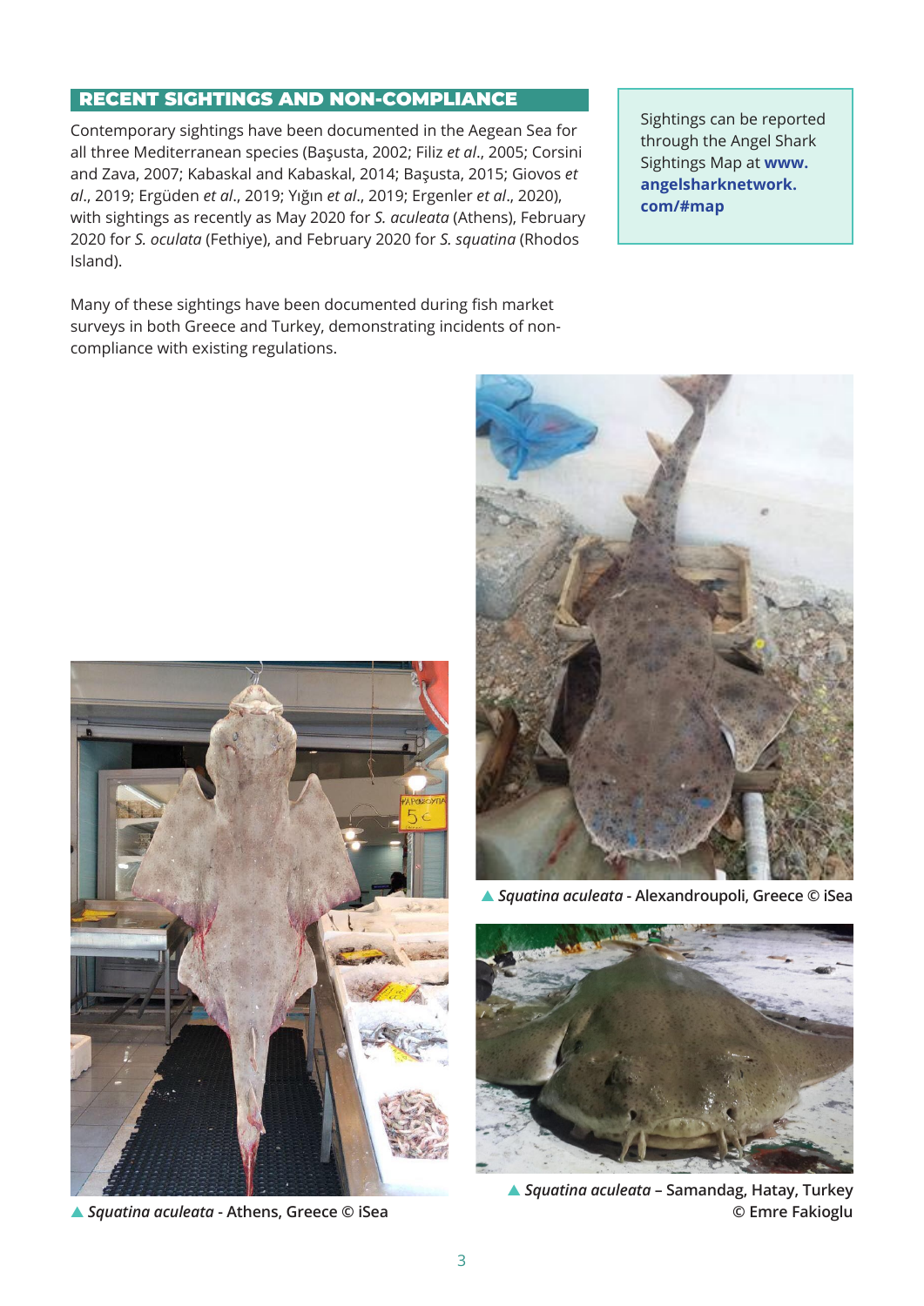## RECENT SIGHTINGS AND NON-COMPLIANCE

Contemporary sightings have been documented in the Aegean Sea for all three Mediterranean species (Başusta, 2002; Filiz *et al*., 2005; Corsini and Zava, 2007; Kabaskal and Kabaskal, 2014; Başusta, 2015; Giovos *et al*., 2019; Ergüden *et al*., 2019; Yığın *et al*., 2019; Ergenler *et al*., 2020), with sightings as recently as May 2020 for *S. aculeata* (Athens), February 2020 for *S. oculata* (Fethiye), and February 2020 for *S. squatina* (Rhodos Island).

Many of these sightings have been documented during fish market surveys in both Greece and Turkey, demonstrating incidents of non-compliance with existing regulations.

Sightings can be reported through the Angel Shark Sightings Map at **www.angelsharknetwork.com/#map**

▲ ***Squatina aculeata*** **- Alexandroupoli, Greece © iSea**

▲ ***Squatina aculeata*** **– Samandag, Hatay, Turkey © Emre Fakioglu**

▲ ***Squatina aculeata*** **- Athens, Greece © iSea**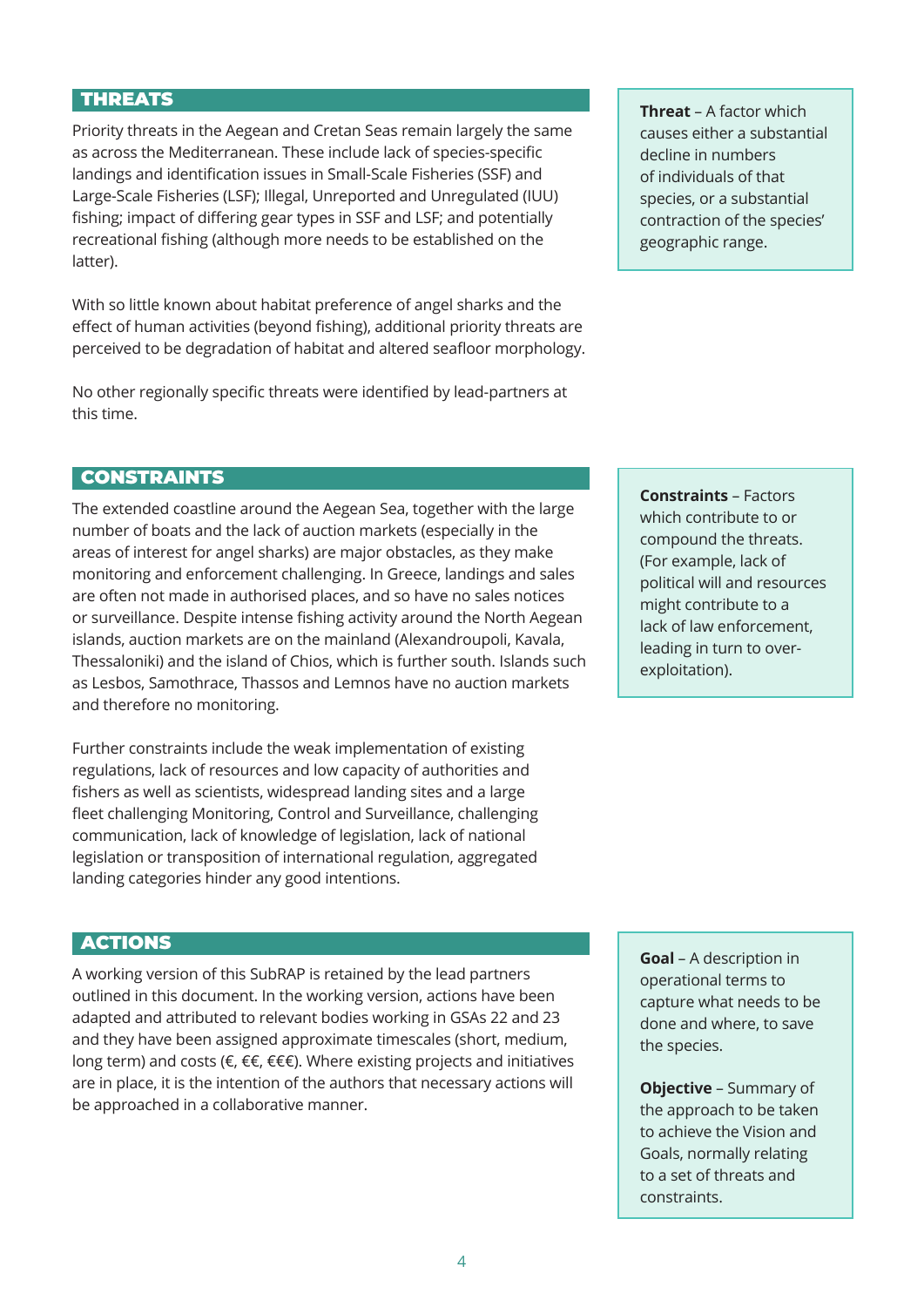## THREATS

Priority threats in the Aegean and Cretan Seas remain largely the same as across the Mediterranean. These include lack of species-specific landings and identification issues in Small-Scale Fisheries (SSF) and Large-Scale Fisheries (LSF); Illegal, Unreported and Unregulated (IUU) fishing; impact of differing gear types in SSF and LSF; and potentially recreational fishing (although more needs to be established on the latter).

With so little known about habitat preference of angel sharks and the effect of human activities (beyond fishing), additional priority threats are perceived to be degradation of habitat and altered seafloor morphology.

No other regionally specific threats were identified by lead-partners at this time.

**Threat** – A factor which causes either a substantial decline in numbers of individuals of that species, or a substantial contraction of the species' geographic range.

## CONSTRAINTS

The extended coastline around the Aegean Sea, together with the large number of boats and the lack of auction markets (especially in the areas of interest for angel sharks) are major obstacles, as they make monitoring and enforcement challenging. In Greece, landings and sales are often not made in authorised places, and so have no sales notices or surveillance. Despite intense fishing activity around the North Aegean islands, auction markets are on the mainland (Alexandroupoli, Kavala, Thessaloniki) and the island of Chios, which is further south. Islands such as Lesbos, Samothrace, Thassos and Lemnos have no auction markets and therefore no monitoring.

Further constraints include the weak implementation of existing regulations, lack of resources and low capacity of authorities and fishers as well as scientists, widespread landing sites and a large fleet challenging Monitoring, Control and Surveillance, challenging communication, lack of knowledge of legislation, lack of national legislation or transposition of international regulation, aggregated landing categories hinder any good intentions.

**Constraints** – Factors which contribute to or compound the threats. (For example, lack of political will and resources might contribute to a lack of law enforcement, leading in turn to over-exploitation).

## ACTIONS

A working version of this SubRAP is retained by the lead partners outlined in this document. In the working version, actions have been adapted and attributed to relevant bodies working in GSAs 22 and 23 and they have been assigned approximate timescales (short, medium, long term) and costs (€, €€, €€€). Where existing projects and initiatives are in place, it is the intention of the authors that necessary actions will be approached in a collaborative manner.

**Goal** – A description in operational terms to capture what needs to be done and where, to save the species.

**Objective** – Summary of the approach to be taken to achieve the Vision and Goals, normally relating to a set of threats and constraints.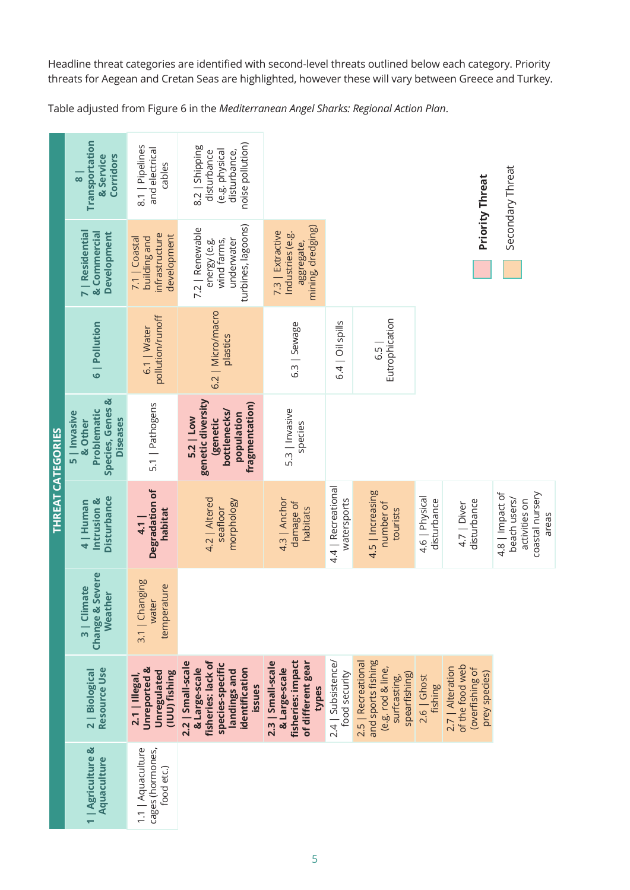Headline threat categories are identified with second-level threats outlined below each category. Priority threats for Aegean and Cretan Seas are highlighted, however these will vary between Greece and Turkey.

Table adjusted from Figure 6 in the *Mediterranean Angel Sharks: Regional Action Plan*.

| THREAT CATEGORIES | | | | | | | |
|---|---|---|---|---|---|---|---|
| 1 \| Agriculture & Aquaculture | 2 \| Biological Resource Use | 3 \| Climate Change & Severe Weather | 4 \| Human Intrusion & Disturbance | 5 \| Invasive & Other Problematic Species, Genes & Diseases | 6 \| Pollution | 7 \| Residential & Commercial Development | 8 \| Transportation & Service Corridors |
| 1.1 \| Aquaculture cages (hormones, food etc.) | **2.1 \| Illegal, Unreported & Unregulated (IUU) fishing** | 3.1 \| Changing water temperature | **4.1 \| Degradation of habitat** | 5.1 \| Pathogens | 6.1 \| Water pollution/runoff | 7.1 \| Coastal building and infrastructure development | 8.1 \| Pipelines and electrical cables |
| | **2.2 \| Small-scale & Large-scale fisheries: lack of species-specific landings and identification issues** | | 4.2 \| Altered seafloor morphology | **5.2 \| Low genetic diversity (genetic bottlenecks/ population fragmentation)** | 6.2 \| Micro/macro plastics | 7.2 \| Renewable energy (e.g. wind farms, underwater turbines, lagoons) | 8.2 \| Shipping disturbance (e.g. physical disturbance, noise pollution) |
| | **2.3 \| Small-scale & Large-scale fisheries: impact of different gear types** | | 4.3 \| Anchor damage of habitats | 5.3 \| Invasive species | 6.3 \| Sewage | 7.3 \| Extractive Industries (e.g. aggregate, mining, dredging) | |
| | 2.4 \| Subsistence/ food security | | 4.4 \| Recreational watersports | | 6.4 \| Oil spills | | |
| | 2.5 \| Recreational and sports fishing (e.g. rod & line, surfcasting, spearfishing) | | 4.5 \| Increasing number of tourists | | 6.5 \| Eutrophication | | |
| | 2.6 \| Ghost fishing | | 4.6 \| Physical disturbance | | | | |
| | 2.7 \| Alteration of the food web (overfishing of prey species) | | 4.7 \| Diver disturbance | | | | |
| | | | 4.8 \| Impact of beach users/ activities on coastal nursery areas | | | | |

**Priority Threat**

Secondary Threat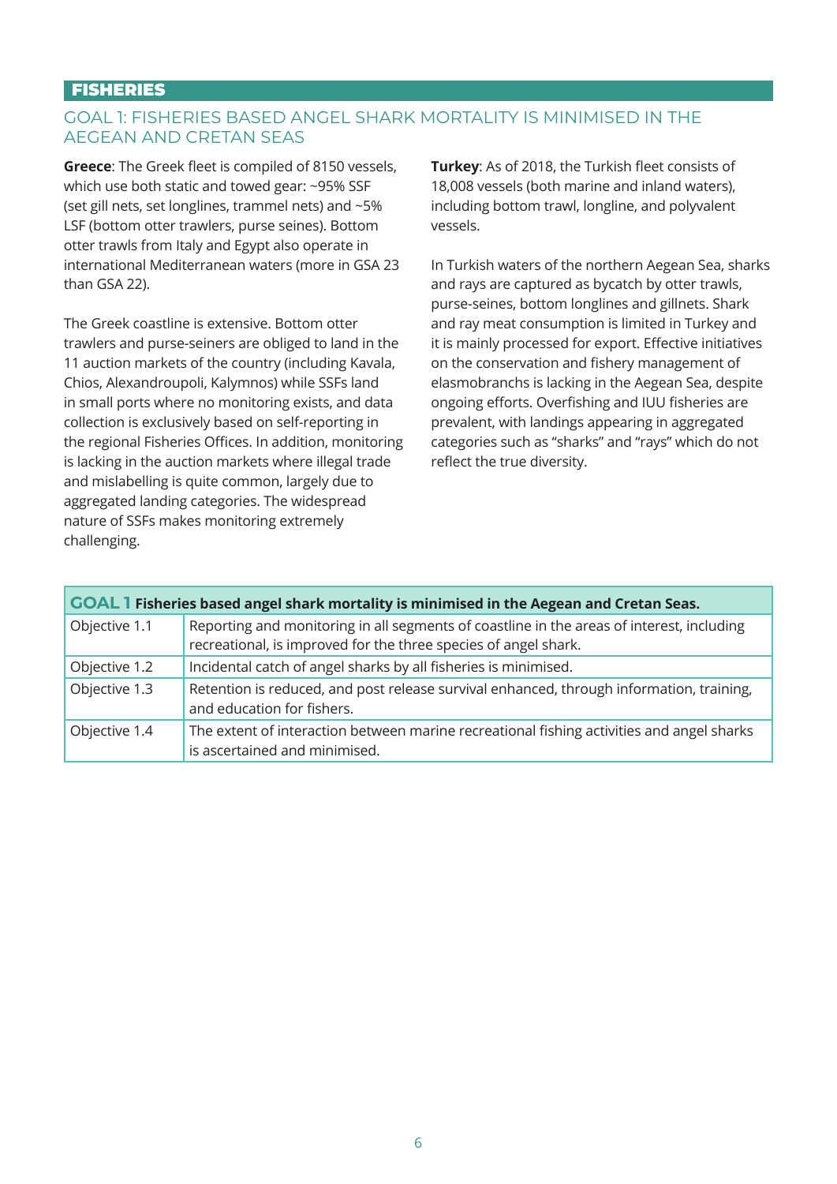## FISHERIES

### GOAL 1: FISHERIES BASED ANGEL SHARK MORTALITY IS MINIMISED IN THE AEGEAN AND CRETAN SEAS

**Greece**: The Greek fleet is compiled of 8150 vessels, which use both static and towed gear: ~95% SSF (set gill nets, set longlines, trammel nets) and ~5% LSF (bottom otter trawlers, purse seines). Bottom otter trawls from Italy and Egypt also operate in international Mediterranean waters (more in GSA 23 than GSA 22).

The Greek coastline is extensive. Bottom otter trawlers and purse-seiners are obliged to land in the 11 auction markets of the country (including Kavala, Chios, Alexandroupoli, Kalymnos) while SSFs land in small ports where no monitoring exists, and data collection is exclusively based on self-reporting in the regional Fisheries Offices. In addition, monitoring is lacking in the auction markets where illegal trade and mislabelling is quite common, largely due to aggregated landing categories. The widespread nature of SSFs makes monitoring extremely challenging.

**Turkey**: As of 2018, the Turkish fleet consists of 18,008 vessels (both marine and inland waters), including bottom trawl, longline, and polyvalent vessels.

In Turkish waters of the northern Aegean Sea, sharks and rays are captured as bycatch by otter trawls, purse-seines, bottom longlines and gillnets. Shark and ray meat consumption is limited in Turkey and it is mainly processed for export. Effective initiatives on the conservation and fishery management of elasmobranchs is lacking in the Aegean Sea, despite ongoing efforts. Overfishing and IUU fisheries are prevalent, with landings appearing in aggregated categories such as "sharks" and "rays" which do not reflect the true diversity.

| **GOAL 1** Fisheries based angel shark mortality is minimised in the Aegean and Cretan Seas. | |
|---|---|
| Objective 1.1 | Reporting and monitoring in all segments of coastline in the areas of interest, including recreational, is improved for the three species of angel shark. |
| Objective 1.2 | Incidental catch of angel sharks by all fisheries is minimised. |
| Objective 1.3 | Retention is reduced, and post release survival enhanced, through information, training, and education for fishers. |
| Objective 1.4 | The extent of interaction between marine recreational fishing activities and angel sharks is ascertained and minimised. |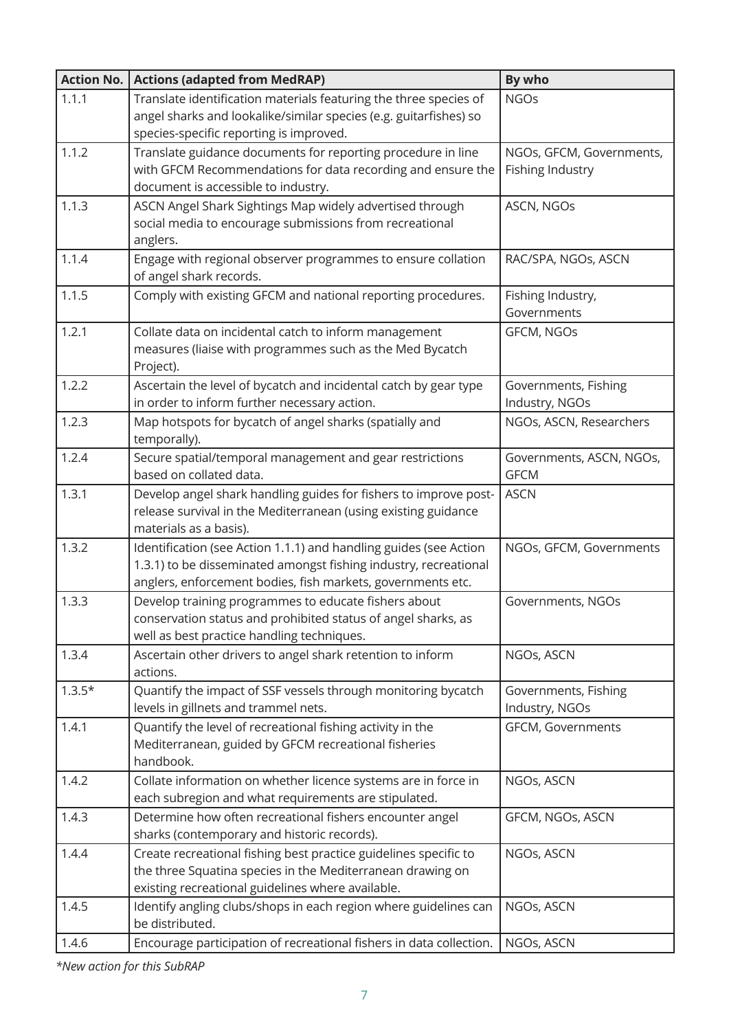| Action No. | Actions (adapted from MedRAP) | By who |
|---|---|---|
| 1.1.1 | Translate identification materials featuring the three species of angel sharks and lookalike/similar species (e.g. guitarfishes) so species-specific reporting is improved. | NGOs |
| 1.1.2 | Translate guidance documents for reporting procedure in line with GFCM Recommendations for data recording and ensure the document is accessible to industry. | NGOs, GFCM, Governments, Fishing Industry |
| 1.1.3 | ASCN Angel Shark Sightings Map widely advertised through social media to encourage submissions from recreational anglers. | ASCN, NGOs |
| 1.1.4 | Engage with regional observer programmes to ensure collation of angel shark records. | RAC/SPA, NGOs, ASCN |
| 1.1.5 | Comply with existing GFCM and national reporting procedures. | Fishing Industry, Governments |
| 1.2.1 | Collate data on incidental catch to inform management measures (liaise with programmes such as the Med Bycatch Project). | GFCM, NGOs |
| 1.2.2 | Ascertain the level of bycatch and incidental catch by gear type in order to inform further necessary action. | Governments, Fishing Industry, NGOs |
| 1.2.3 | Map hotspots for bycatch of angel sharks (spatially and temporally). | NGOs, ASCN, Researchers |
| 1.2.4 | Secure spatial/temporal management and gear restrictions based on collated data. | Governments, ASCN, NGOs, GFCM |
| 1.3.1 | Develop angel shark handling guides for fishers to improve post-release survival in the Mediterranean (using existing guidance materials as a basis). | ASCN |
| 1.3.2 | Identification (see Action 1.1.1) and handling guides (see Action 1.3.1) to be disseminated amongst fishing industry, recreational anglers, enforcement bodies, fish markets, governments etc. | NGOs, GFCM, Governments |
| 1.3.3 | Develop training programmes to educate fishers about conservation status and prohibited status of angel sharks, as well as best practice handling techniques. | Governments, NGOs |
| 1.3.4 | Ascertain other drivers to angel shark retention to inform actions. | NGOs, ASCN |
| 1.3.5* | Quantify the impact of SSF vessels through monitoring bycatch levels in gillnets and trammel nets. | Governments, Fishing Industry, NGOs |
| 1.4.1 | Quantify the level of recreational fishing activity in the Mediterranean, guided by GFCM recreational fisheries handbook. | GFCM, Governments |
| 1.4.2 | Collate information on whether licence systems are in force in each subregion and what requirements are stipulated. | NGOs, ASCN |
| 1.4.3 | Determine how often recreational fishers encounter angel sharks (contemporary and historic records). | GFCM, NGOs, ASCN |
| 1.4.4 | Create recreational fishing best practice guidelines specific to the three Squatina species in the Mediterranean drawing on existing recreational guidelines where available. | NGOs, ASCN |
| 1.4.5 | Identify angling clubs/shops in each region where guidelines can be distributed. | NGOs, ASCN |
| 1.4.6 | Encourage participation of recreational fishers in data collection. | NGOs, ASCN |

*\*New action for this SubRAP*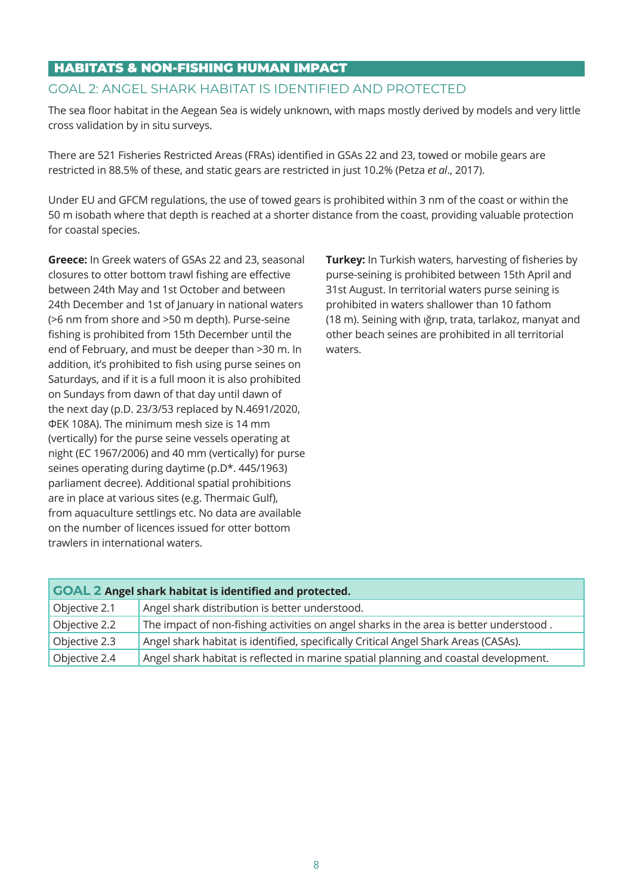## HABITATS & NON-FISHING HUMAN IMPACT

### GOAL 2: ANGEL SHARK HABITAT IS IDENTIFIED AND PROTECTED

The sea floor habitat in the Aegean Sea is widely unknown, with maps mostly derived by models and very little cross validation by in situ surveys.

There are 521 Fisheries Restricted Areas (FRAs) identified in GSAs 22 and 23, towed or mobile gears are restricted in 88.5% of these, and static gears are restricted in just 10.2% (Petza *et al*., 2017).

Under EU and GFCM regulations, the use of towed gears is prohibited within 3 nm of the coast or within the 50 m isobath where that depth is reached at a shorter distance from the coast, providing valuable protection for coastal species.

**Greece:** In Greek waters of GSAs 22 and 23, seasonal closures to otter bottom trawl fishing are effective between 24th May and 1st October and between 24th December and 1st of January in national waters (>6 nm from shore and >50 m depth). Purse-seine fishing is prohibited from 15th December until the end of February, and must be deeper than >30 m. In addition, it's prohibited to fish using purse seines on Saturdays, and if it is a full moon it is also prohibited on Sundays from dawn of that day until dawn of the next day (p.D. 23/3/53 replaced by N.4691/2020, ΦΕΚ 108A). The minimum mesh size is 14 mm (vertically) for the purse seine vessels operating at night (EC 1967/2006) and 40 mm (vertically) for purse seines operating during daytime (p.D*. 445/1963) parliament decree). Additional spatial prohibitions are in place at various sites (e.g. Thermaic Gulf), from aquaculture settlings etc. No data are available on the number of licences issued for otter bottom trawlers in international waters.

**Turkey:** In Turkish waters, harvesting of fisheries by purse-seining is prohibited between 15th April and 31st August. In territorial waters purse seining is prohibited in waters shallower than 10 fathom (18 m). Seining with ığrıp, trata, tarlakoz, manyat and other beach seines are prohibited in all territorial waters.

| **GOAL 2** Angel shark habitat is identified and protected. | |
|---|---|
| Objective 2.1 | Angel shark distribution is better understood. |
| Objective 2.2 | The impact of non-fishing activities on angel sharks in the area is better understood . |
| Objective 2.3 | Angel shark habitat is identified, specifically Critical Angel Shark Areas (CASAs). |
| Objective 2.4 | Angel shark habitat is reflected in marine spatial planning and coastal development. |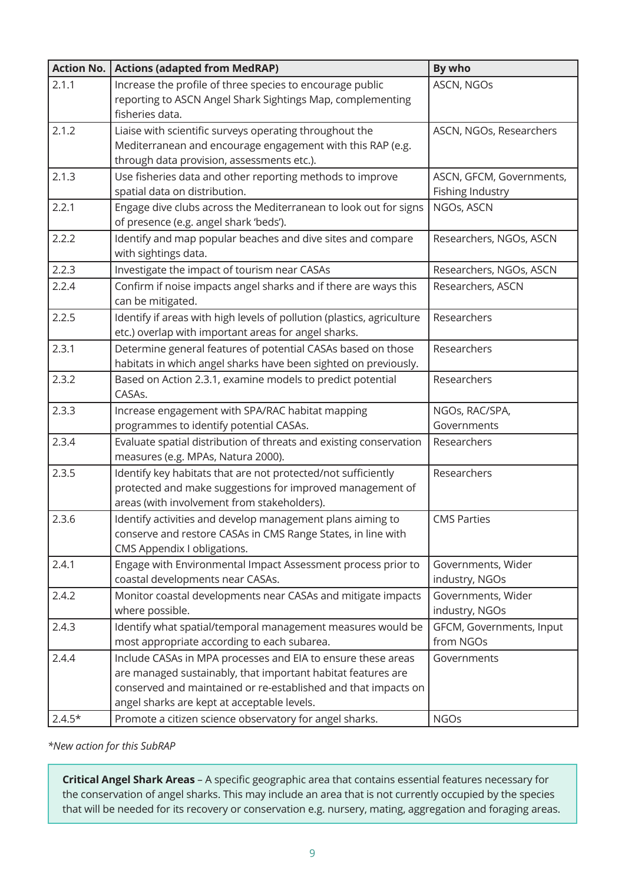| Action No. | Actions (adapted from MedRAP) | By who |
|---|---|---|
| 2.1.1 | Increase the profile of three species to encourage public reporting to ASCN Angel Shark Sightings Map, complementing fisheries data. | ASCN, NGOs |
| 2.1.2 | Liaise with scientific surveys operating throughout the Mediterranean and encourage engagement with this RAP (e.g. through data provision, assessments etc.). | ASCN, NGOs, Researchers |
| 2.1.3 | Use fisheries data and other reporting methods to improve spatial data on distribution. | ASCN, GFCM, Governments, Fishing Industry |
| 2.2.1 | Engage dive clubs across the Mediterranean to look out for signs of presence (e.g. angel shark 'beds'). | NGOs, ASCN |
| 2.2.2 | Identify and map popular beaches and dive sites and compare with sightings data. | Researchers, NGOs, ASCN |
| 2.2.3 | Investigate the impact of tourism near CASAs | Researchers, NGOs, ASCN |
| 2.2.4 | Confirm if noise impacts angel sharks and if there are ways this can be mitigated. | Researchers, ASCN |
| 2.2.5 | Identify if areas with high levels of pollution (plastics, agriculture etc.) overlap with important areas for angel sharks. | Researchers |
| 2.3.1 | Determine general features of potential CASAs based on those habitats in which angel sharks have been sighted on previously. | Researchers |
| 2.3.2 | Based on Action 2.3.1, examine models to predict potential CASAs. | Researchers |
| 2.3.3 | Increase engagement with SPA/RAC habitat mapping programmes to identify potential CASAs. | NGOs, RAC/SPA, Governments |
| 2.3.4 | Evaluate spatial distribution of threats and existing conservation measures (e.g. MPAs, Natura 2000). | Researchers |
| 2.3.5 | Identify key habitats that are not protected/not sufficiently protected and make suggestions for improved management of areas (with involvement from stakeholders). | Researchers |
| 2.3.6 | Identify activities and develop management plans aiming to conserve and restore CASAs in CMS Range States, in line with CMS Appendix I obligations. | CMS Parties |
| 2.4.1 | Engage with Environmental Impact Assessment process prior to coastal developments near CASAs. | Governments, Wider industry, NGOs |
| 2.4.2 | Monitor coastal developments near CASAs and mitigate impacts where possible. | Governments, Wider industry, NGOs |
| 2.4.3 | Identify what spatial/temporal management measures would be most appropriate according to each subarea. | GFCM, Governments, Input from NGOs |
| 2.4.4 | Include CASAs in MPA processes and EIA to ensure these areas are managed sustainably, that important habitat features are conserved and maintained or re-established and that impacts on angel sharks are kept at acceptable levels. | Governments |
| 2.4.5* | Promote a citizen science observatory for angel sharks. | NGOs |

*\*New action for this SubRAP*

**Critical Angel Shark Areas** – A specific geographic area that contains essential features necessary for the conservation of angel sharks. This may include an area that is not currently occupied by the species that will be needed for its recovery or conservation e.g. nursery, mating, aggregation and foraging areas.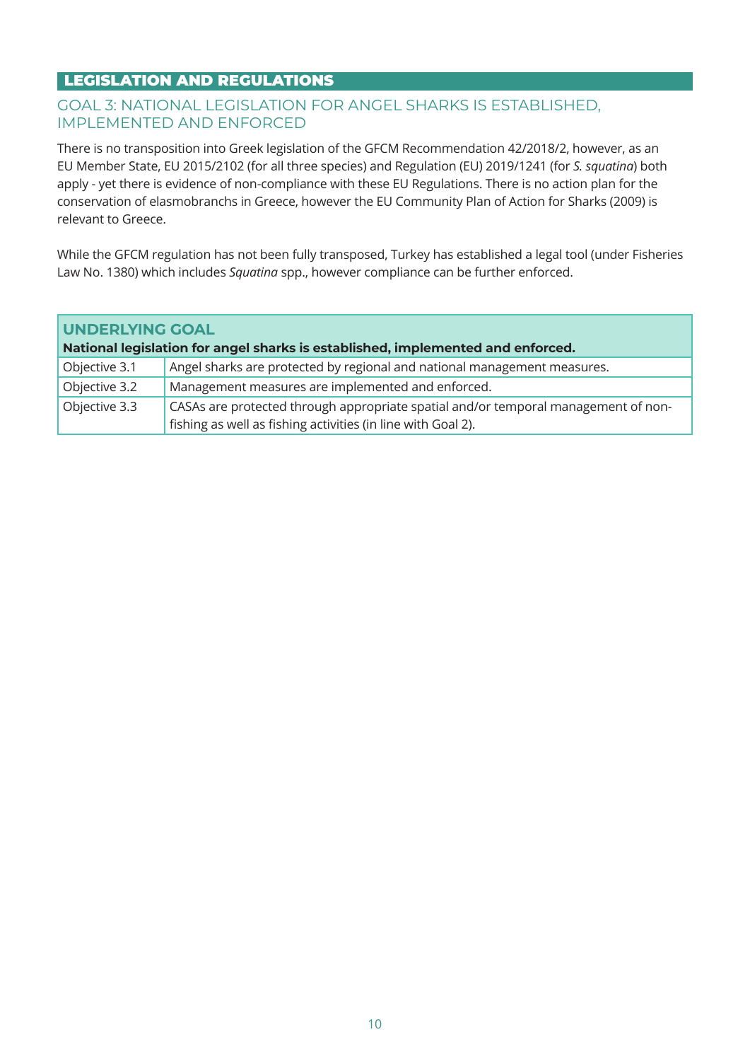## LEGISLATION AND REGULATIONS

### GOAL 3: NATIONAL LEGISLATION FOR ANGEL SHARKS IS ESTABLISHED, IMPLEMENTED AND ENFORCED

There is no transposition into Greek legislation of the GFCM Recommendation 42/2018/2, however, as an EU Member State, EU 2015/2102 (for all three species) and Regulation (EU) 2019/1241 (for *S. squatina*) both apply - yet there is evidence of non-compliance with these EU Regulations. There is no action plan for the conservation of elasmobranchs in Greece, however the EU Community Plan of Action for Sharks (2009) is relevant to Greece.

While the GFCM regulation has not been fully transposed, Turkey has established a legal tool (under Fisheries Law No. 1380) which includes *Squatina* spp., however compliance can be further enforced.

| **UNDERLYING GOAL**<br>**National legislation for angel sharks is established, implemented and enforced.** | |
|---|---|
| Objective 3.1 | Angel sharks are protected by regional and national management measures. |
| Objective 3.2 | Management measures are implemented and enforced. |
| Objective 3.3 | CASAs are protected through appropriate spatial and/or temporal management of non-fishing as well as fishing activities (in line with Goal 2). |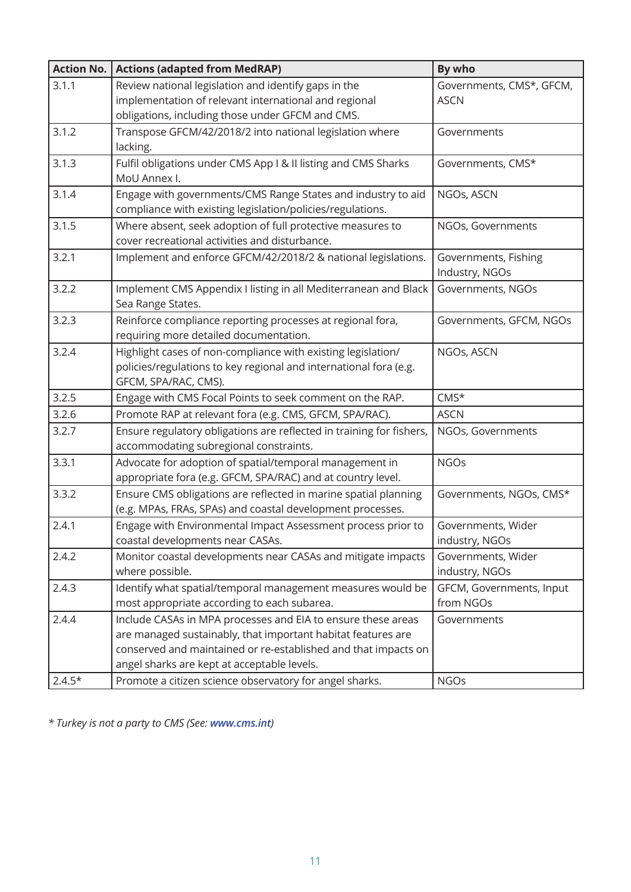| Action No. | Actions (adapted from MedRAP) | By who |
|---|---|---|
| 3.1.1 | Review national legislation and identify gaps in the implementation of relevant international and regional obligations, including those under GFCM and CMS. | Governments, CMS*, GFCM, ASCN |
| 3.1.2 | Transpose GFCM/42/2018/2 into national legislation where lacking. | Governments |
| 3.1.3 | Fulfil obligations under CMS App I & II listing and CMS Sharks MoU Annex I. | Governments, CMS* |
| 3.1.4 | Engage with governments/CMS Range States and industry to aid compliance with existing legislation/policies/regulations. | NGOs, ASCN |
| 3.1.5 | Where absent, seek adoption of full protective measures to cover recreational activities and disturbance. | NGOs, Governments |
| 3.2.1 | Implement and enforce GFCM/42/2018/2 & national legislations. | Governments, Fishing Industry, NGOs |
| 3.2.2 | Implement CMS Appendix I listing in all Mediterranean and Black Sea Range States. | Governments, NGOs |
| 3.2.3 | Reinforce compliance reporting processes at regional fora, requiring more detailed documentation. | Governments, GFCM, NGOs |
| 3.2.4 | Highlight cases of non-compliance with existing legislation/ policies/regulations to key regional and international fora (e.g. GFCM, SPA/RAC, CMS). | NGOs, ASCN |
| 3.2.5 | Engage with CMS Focal Points to seek comment on the RAP. | CMS* |
| 3.2.6 | Promote RAP at relevant fora (e.g. CMS, GFCM, SPA/RAC). | ASCN |
| 3.2.7 | Ensure regulatory obligations are reflected in training for fishers, accommodating subregional constraints. | NGOs, Governments |
| 3.3.1 | Advocate for adoption of spatial/temporal management in appropriate fora (e.g. GFCM, SPA/RAC) and at country level. | NGOs |
| 3.3.2 | Ensure CMS obligations are reflected in marine spatial planning (e.g. MPAs, FRAs, SPAs) and coastal development processes. | Governments, NGOs, CMS* |
| 2.4.1 | Engage with Environmental Impact Assessment process prior to coastal developments near CASAs. | Governments, Wider industry, NGOs |
| 2.4.2 | Monitor coastal developments near CASAs and mitigate impacts where possible. | Governments, Wider industry, NGOs |
| 2.4.3 | Identify what spatial/temporal management measures would be most appropriate according to each subarea. | GFCM, Governments, Input from NGOs |
| 2.4.4 | Include CASAs in MPA processes and EIA to ensure these areas are managed sustainably, that important habitat features are conserved and maintained or re-established and that impacts on angel sharks are kept at acceptable levels. | Governments |
| 2.4.5* | Promote a citizen science observatory for angel sharks. | NGOs |

*\* Turkey is not a party to CMS (See: **www.cms.int**)*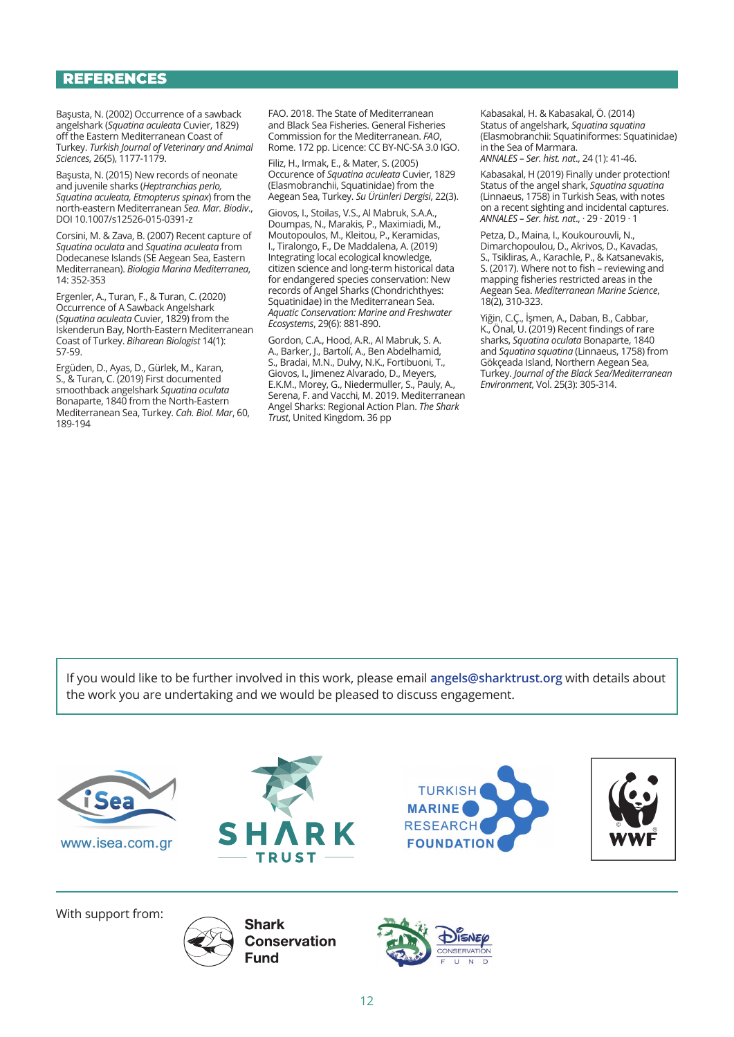## REFERENCES

Başusta, N. (2002) Occurrence of a sawback angelshark (*Squatina aculeata* Cuvier, 1829) off the Eastern Mediterranean Coast of Turkey. *Turkish Journal of Veterinary and Animal Sciences*, 26(5), 1177-1179.

Başusta, N. (2015) New records of neonate and juvenile sharks (*Heptranchias perlo, Squatina aculeata, Etmopterus spinax*) from the north-eastern Mediterranean *Sea. Mar. Biodiv.*, DOI 10.1007/s12526-015-0391-z

Corsini, M. & Zava, B. (2007) Recent capture of *Squatina oculata* and *Squatina aculeata* from Dodecanese Islands (SE Aegean Sea, Eastern Mediterranean). *Biologia Marina Mediterranea*, 14: 352-353

Ergenler, A., Turan, F., & Turan, C. (2020) Occurrence of A Sawback Angelshark (*Squatina aculeata* Cuvier, 1829) from the Iskenderun Bay, North-Eastern Mediterranean Coast of Turkey. *Biharean Biologist* 14(1): 57-59.

Ergüden, D., Ayas, D., Gürlek, M., Karan, S., & Turan, C. (2019) First documented smoothback angelshark *Squatina oculata* Bonaparte, 1840 from the North-Eastern Mediterranean Sea, Turkey. *Cah. Biol. Mar*, 60, 189-194

FAO. 2018. The State of Mediterranean and Black Sea Fisheries. General Fisheries Commission for the Mediterranean. *FAO*, Rome. 172 pp. Licence: CC BY-NC-SA 3.0 IGO.

Filiz, H., Irmak, E., & Mater, S. (2005) Occurence of *Squatina aculeata* Cuvier, 1829 (Elasmobranchii, Squatinidae) from the Aegean Sea, Turkey. *Su Ürünleri Dergisi*, 22(3).

Giovos, I., Stoilas, V.S., Al Mabruk, S.A.A., Doumpas, N., Marakis, P., Maximiadi, M., Moutopoulos, M., Kleitou, P., Keramidas, I., Tiralongo, F., De Maddalena, A. (2019) Integrating local ecological knowledge, citizen science and long-term historical data for endangered species conservation: New records of Angel Sharks (Chondrichthyes: Squatinidae) in the Mediterranean Sea. *Aquatic Conservation: Marine and Freshwater Ecosystems*, 29(6): 881-890.

Gordon, C.A., Hood, A.R., Al Mabruk, S. A. A., Barker, J., Bartolí, A., Ben Abdelhamid, S., Bradai, M.N., Dulvy, N.K., Fortibuoni, T., Giovos, I., Jimenez Alvarado, D., Meyers, E.K.M., Morey, G., Niedermuller, S., Pauly, A., Serena, F. and Vacchi, M. 2019. Mediterranean Angel Sharks: Regional Action Plan. *The Shark Trust*, United Kingdom. 36 pp

Kabasakal, H. & Kabasakal, Ö. (2014) Status of angelshark, *Squatina squatina* (Elasmobranchii: Squatiniformes: Squatinidae) in the Sea of Marmara. *ANNALES – Ser. hist. nat.*, 24 (1): 41-46.

Kabasakal, H (2019) Finally under protection! Status of the angel shark, *Squatina squatina* (Linnaeus, 1758) in Turkish Seas, with notes on a recent sighting and incidental captures. *ANNALES – Ser. hist. nat.*, · 29 · 2019 · 1

Petza, D., Maina, I., Koukourouvli, N., Dimarchopoulou, D., Akrivos, D., Kavadas, S., Tsikliras, A., Karachle, P., & Katsanevakis, S. (2017). Where not to fish – reviewing and mapping fisheries restricted areas in the Aegean Sea. *Mediterranean Marine Science*, 18(2), 310-323.

Yiğin, C.Ç., İşmen, A., Daban, B., Cabbar, K., Önal, U. (2019) Recent findings of rare sharks, *Squatina oculata* Bonaparte, 1840 and *Squatina squatina* (Linnaeus, 1758) from Gökçeada Island, Northern Aegean Sea, Turkey. *Journal of the Black Sea/Mediterranean Environment*, Vol. 25(3): 305-314.

If you would like to be further involved in this work, please email **angels@sharktrust.org** with details about the work you are undertaking and we would be pleased to discuss engagement.

www.isea.com.gr

SHARK TRUST

TURKISH MARINE RESEARCH FOUNDATION

WWF

With support from:

Shark Conservation Fund

Disney Conservation Fund